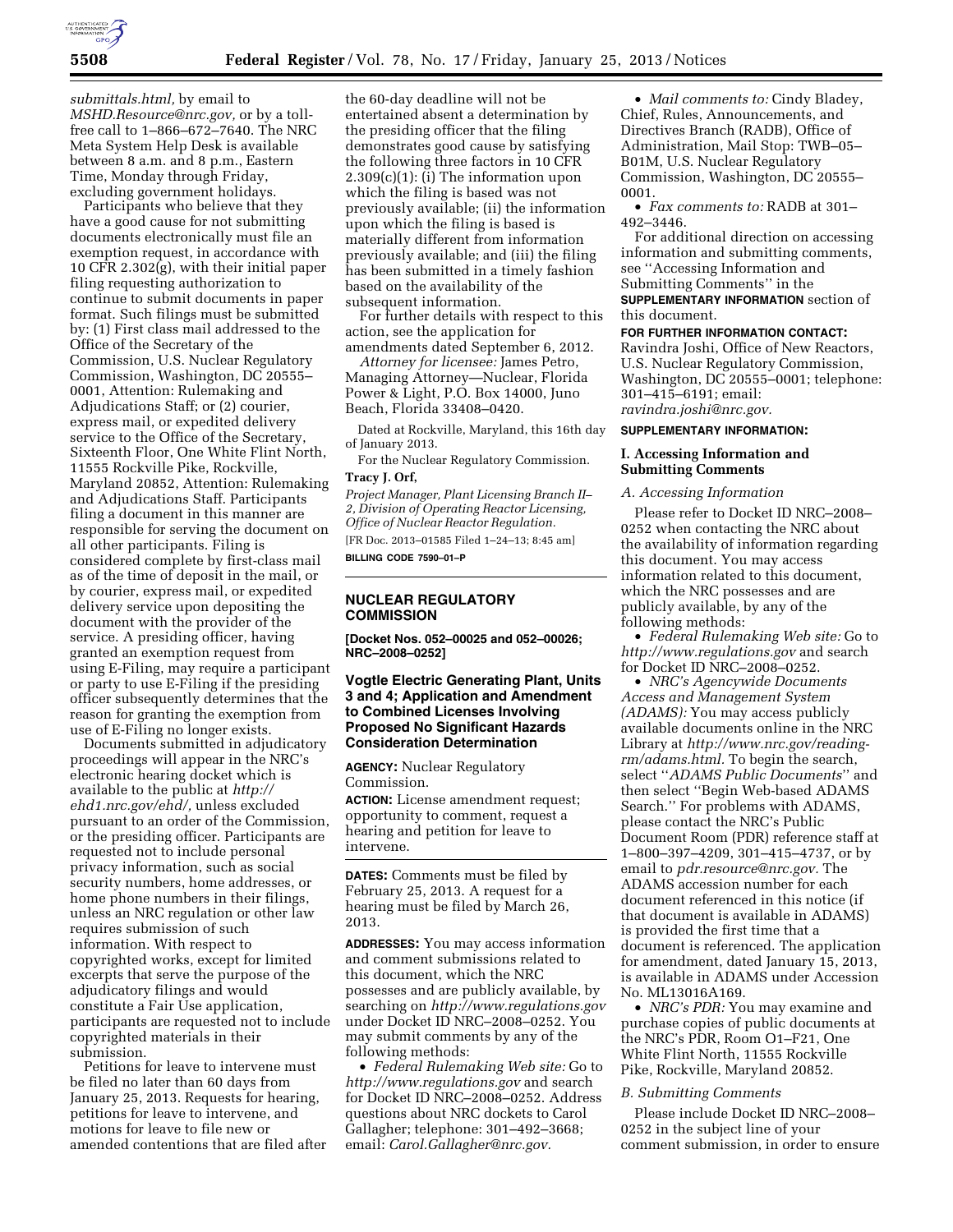*submittals.html,* by email to *MSHD.Resource@nrc.gov,* or by a toll-free call to 1–866–672–7640. The NRC Meta System Help Desk is available between 8 a.m. and 8 p.m., Eastern Time, Monday through Friday, excluding government holidays.

Participants who believe that they have a good cause for not submitting documents electronically must file an exemption request, in accordance with 10 CFR 2.302(g), with their initial paper filing requesting authorization to continue to submit documents in paper format. Such filings must be submitted by: (1) First class mail addressed to the Office of the Secretary of the Commission, U.S. Nuclear Regulatory Commission, Washington, DC 20555–0001, Attention: Rulemaking and Adjudications Staff; or (2) courier, express mail, or expedited delivery service to the Office of the Secretary, Sixteenth Floor, One White Flint North, 11555 Rockville Pike, Rockville, Maryland 20852, Attention: Rulemaking and Adjudications Staff. Participants filing a document in this manner are responsible for serving the document on all other participants. Filing is considered complete by first-class mail as of the time of deposit in the mail, or by courier, express mail, or expedited delivery service upon depositing the document with the provider of the service. A presiding officer, having granted an exemption request from using E-Filing, may require a participant or party to use E-Filing if the presiding officer subsequently determines that the reason for granting the exemption from use of E-Filing no longer exists.

Documents submitted in adjudicatory proceedings will appear in the NRC's electronic hearing docket which is available to the public at *http://ehd1.nrc.gov/ehd/,* unless excluded pursuant to an order of the Commission, or the presiding officer. Participants are requested not to include personal privacy information, such as social security numbers, home addresses, or home phone numbers in their filings, unless an NRC regulation or other law requires submission of such information. With respect to copyrighted works, except for limited excerpts that serve the purpose of the adjudicatory filings and would constitute a Fair Use application, participants are requested not to include copyrighted materials in their submission.

Petitions for leave to intervene must be filed no later than 60 days from January 25, 2013. Requests for hearing, petitions for leave to intervene, and motions for leave to file new or amended contentions that are filed after the 60-day deadline will not be entertained absent a determination by the presiding officer that the filing demonstrates good cause by satisfying the following three factors in 10 CFR 2.309(c)(1): (i) The information upon which the filing is based was not previously available; (ii) the information upon which the filing is based is materially different from information previously available; and (iii) the filing has been submitted in a timely fashion based on the availability of the subsequent information.

For further details with respect to this action, see the application for amendments dated September 6, 2012.

*Attorney for licensee:* James Petro, Managing Attorney—Nuclear, Florida Power & Light, P.O. Box 14000, Juno Beach, Florida 33408–0420.

Dated at Rockville, Maryland, this 16th day of January 2013.

For the Nuclear Regulatory Commission.

**Tracy J. Orf,**

*Project Manager, Plant Licensing Branch II–2, Division of Operating Reactor Licensing, Office of Nuclear Reactor Regulation.*

[FR Doc. 2013–01585 Filed 1–24–13; 8:45 am]

**BILLING CODE 7590–01–P**

## NUCLEAR REGULATORY COMMISSION

**[Docket Nos. 052–00025 and 052–00026; NRC–2008–0252]**

## Vogtle Electric Generating Plant, Units 3 and 4; Application and Amendment to Combined Licenses Involving Proposed No Significant Hazards Consideration Determination

**AGENCY:** Nuclear Regulatory Commission.

**ACTION:** License amendment request; opportunity to comment, request a hearing and petition for leave to intervene.

**DATES:** Comments must be filed by February 25, 2013. A request for a hearing must be filed by March 26, 2013.

**ADDRESSES:** You may access information and comment submissions related to this document, which the NRC possesses and are publicly available, by searching on *http://www.regulations.gov* under Docket ID NRC–2008–0252. You may submit comments by any of the following methods:

- *Federal Rulemaking Web site:* Go to *http://www.regulations.gov* and search for Docket ID NRC–2008–0252. Address questions about NRC dockets to Carol Gallagher; telephone: 301–492–3668; email: *Carol.Gallagher@nrc.gov.*
- *Mail comments to:* Cindy Bladey, Chief, Rules, Announcements, and Directives Branch (RADB), Office of Administration, Mail Stop: TWB–05–B01M, U.S. Nuclear Regulatory Commission, Washington, DC 20555–0001.
- *Fax comments to:* RADB at 301–492–3446.

For additional direction on accessing information and submitting comments, see ''Accessing Information and Submitting Comments'' in the **SUPPLEMENTARY INFORMATION** section of this document.

**FOR FURTHER INFORMATION CONTACT:** Ravindra Joshi, Office of New Reactors, U.S. Nuclear Regulatory Commission, Washington, DC 20555–0001; telephone: 301–415–6191; email: *ravindra.joshi@nrc.gov.*

**SUPPLEMENTARY INFORMATION:**

### I. Accessing Information and Submitting Comments

*A. Accessing Information*

Please refer to Docket ID NRC–2008–0252 when contacting the NRC about the availability of information regarding this document. You may access information related to this document, which the NRC possesses and are publicly available, by any of the following methods:

- *Federal Rulemaking Web site:* Go to *http://www.regulations.gov* and search for Docket ID NRC–2008–0252.
- *NRC's Agencywide Documents Access and Management System (ADAMS):* You may access publicly available documents online in the NRC Library at *http://www.nrc.gov/reading-rm/adams.html.* To begin the search, select ''*ADAMS Public Documents*'' and then select ''Begin Web-based ADAMS Search.'' For problems with ADAMS, please contact the NRC's Public Document Room (PDR) reference staff at 1–800–397–4209, 301–415–4737, or by email to *pdr.resource@nrc.gov.* The ADAMS accession number for each document referenced in this notice (if that document is available in ADAMS) is provided the first time that a document is referenced. The application for amendment, dated January 15, 2013, is available in ADAMS under Accession No. ML13016A169.
- *NRC's PDR:* You may examine and purchase copies of public documents at the NRC's PDR, Room O1–F21, One White Flint North, 11555 Rockville Pike, Rockville, Maryland 20852.

*B. Submitting Comments*

Please include Docket ID NRC–2008–0252 in the subject line of your comment submission, in order to ensure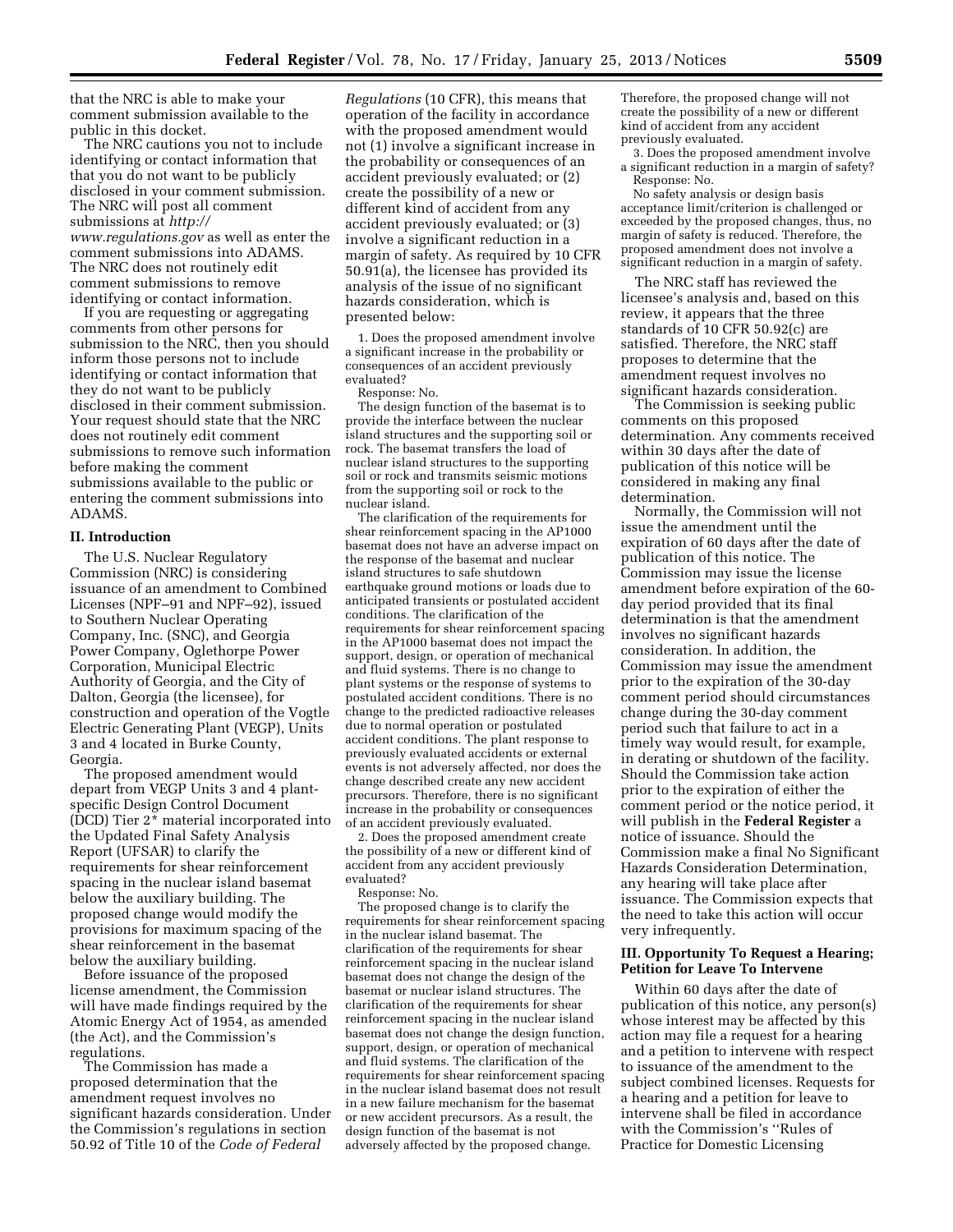that the NRC is able to make your comment submission available to the public in this docket.

The NRC cautions you not to include identifying or contact information that that you do not want to be publicly disclosed in your comment submission. The NRC will post all comment submissions at *http://www.regulations.gov* as well as enter the comment submissions into ADAMS. The NRC does not routinely edit comment submissions to remove identifying or contact information.

If you are requesting or aggregating comments from other persons for submission to the NRC, then you should inform those persons not to include identifying or contact information that they do not want to be publicly disclosed in their comment submission. Your request should state that the NRC does not routinely edit comment submissions to remove such information before making the comment submissions available to the public or entering the comment submissions into ADAMS.

## II. Introduction

The U.S. Nuclear Regulatory Commission (NRC) is considering issuance of an amendment to Combined Licenses (NPF–91 and NPF–92), issued to Southern Nuclear Operating Company, Inc. (SNC), and Georgia Power Company, Oglethorpe Power Corporation, Municipal Electric Authority of Georgia, and the City of Dalton, Georgia (the licensee), for construction and operation of the Vogtle Electric Generating Plant (VEGP), Units 3 and 4 located in Burke County, Georgia.

The proposed amendment would depart from VEGP Units 3 and 4 plant-specific Design Control Document (DCD) Tier 2* material incorporated into the Updated Final Safety Analysis Report (UFSAR) to clarify the requirements for shear reinforcement spacing in the nuclear island basemat below the auxiliary building. The proposed change would modify the provisions for maximum spacing of the shear reinforcement in the basemat below the auxiliary building.

Before issuance of the proposed license amendment, the Commission will have made findings required by the Atomic Energy Act of 1954, as amended (the Act), and the Commission's regulations.

The Commission has made a proposed determination that the amendment request involves no significant hazards consideration. Under the Commission's regulations in section 50.92 of Title 10 of the *Code of Federal Regulations* (10 CFR), this means that operation of the facility in accordance with the proposed amendment would not (1) involve a significant increase in the probability or consequences of an accident previously evaluated; or (2) create the possibility of a new or different kind of accident from any accident previously evaluated; or (3) involve a significant reduction in a margin of safety. As required by 10 CFR 50.91(a), the licensee has provided its analysis of the issue of no significant hazards consideration, which is presented below:

1. Does the proposed amendment involve a significant increase in the probability or consequences of an accident previously evaluated?

Response: No.

The design function of the basemat is to provide the interface between the nuclear island structures and the supporting soil or rock. The basemat transfers the load of nuclear island structures to the supporting soil or rock and transmits seismic motions from the supporting soil or rock to the nuclear island.

The clarification of the requirements for shear reinforcement spacing in the AP1000 basemat does not have an adverse impact on the response of the basemat and nuclear island structures to safe shutdown earthquake ground motions or loads due to anticipated transients or postulated accident conditions. The clarification of the requirements for shear reinforcement spacing in the AP1000 basemat does not impact the support, design, or operation of mechanical and fluid systems. There is no change to plant systems or the response of systems to postulated accident conditions. There is no change to the predicted radioactive releases due to normal operation or postulated accident conditions. The plant response to previously evaluated accidents or external events is not adversely affected, nor does the change described create any new accident precursors. Therefore, there is no significant increase in the probability or consequences of an accident previously evaluated.

2. Does the proposed amendment create the possibility of a new or different kind of accident from any accident previously evaluated?

Response: No.

The proposed change is to clarify the requirements for shear reinforcement spacing in the nuclear island basemat. The clarification of the requirements for shear reinforcement spacing in the nuclear island basemat does not change the design of the basemat or nuclear island structures. The clarification of the requirements for shear reinforcement spacing in the nuclear island basemat does not change the design function, support, design, or operation of mechanical and fluid systems. The clarification of the requirements for shear reinforcement spacing in the nuclear island basemat does not result in a new failure mechanism for the basemat or new accident precursors. As a result, the design function of the basemat is not adversely affected by the proposed change. Therefore, the proposed change will not create the possibility of a new or different kind of accident from any accident previously evaluated.

3. Does the proposed amendment involve a significant reduction in a margin of safety?

Response: No.

No safety analysis or design basis acceptance limit/criterion is challenged or exceeded by the proposed changes, thus, no margin of safety is reduced. Therefore, the proposed amendment does not involve a significant reduction in a margin of safety.

The NRC staff has reviewed the licensee's analysis and, based on this review, it appears that the three standards of 10 CFR 50.92(c) are satisfied. Therefore, the NRC staff proposes to determine that the amendment request involves no significant hazards consideration.

The Commission is seeking public comments on this proposed determination. Any comments received within 30 days after the date of publication of this notice will be considered in making any final determination.

Normally, the Commission will not issue the amendment until the expiration of 60 days after the date of publication of this notice. The Commission may issue the license amendment before expiration of the 60-day period provided that its final determination is that the amendment involves no significant hazards consideration. In addition, the Commission may issue the amendment prior to the expiration of the 30-day comment period should circumstances change during the 30-day comment period such that failure to act in a timely way would result, for example, in derating or shutdown of the facility. Should the Commission take action prior to the expiration of either the comment period or the notice period, it will publish in the **Federal Register** a notice of issuance. Should the Commission make a final No Significant Hazards Consideration Determination, any hearing will take place after issuance. The Commission expects that the need to take this action will occur very infrequently.

## III. Opportunity To Request a Hearing; Petition for Leave To Intervene

Within 60 days after the date of publication of this notice, any person(s) whose interest may be affected by this action may file a request for a hearing and a petition to intervene with respect to issuance of the amendment to the subject combined licenses. Requests for a hearing and a petition for leave to intervene shall be filed in accordance with the Commission's ''Rules of Practice for Domestic Licensing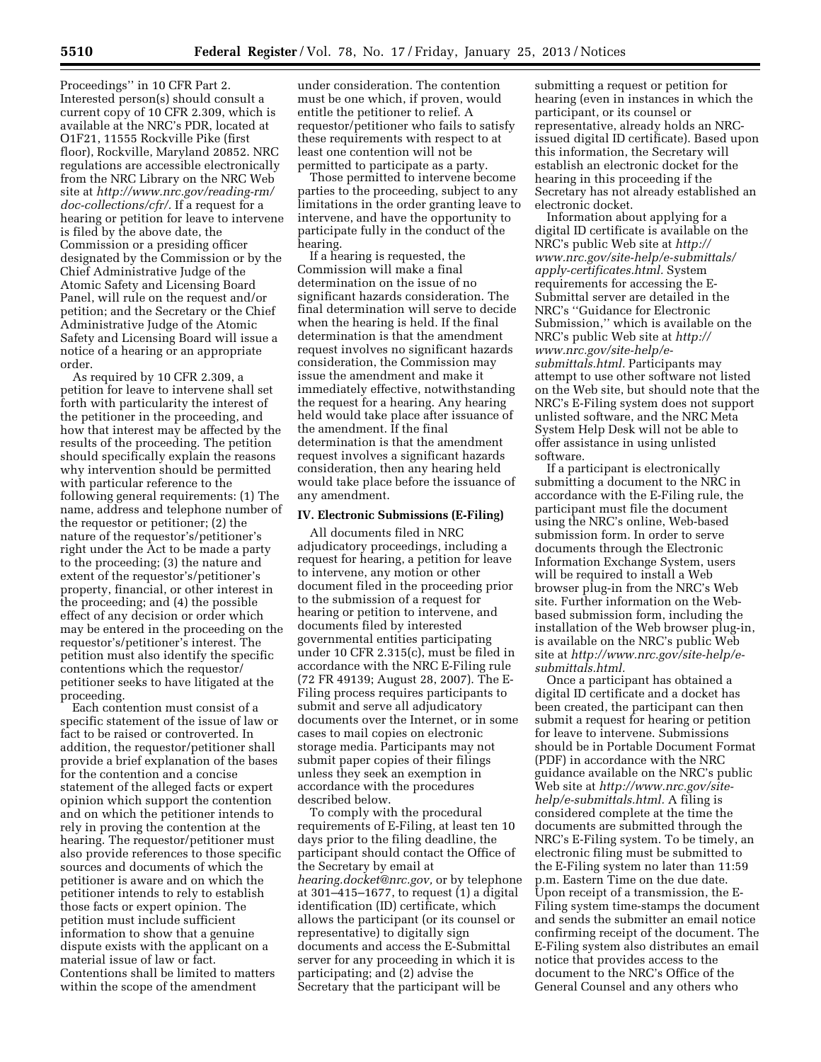Proceedings'' in 10 CFR Part 2. Interested person(s) should consult a current copy of 10 CFR 2.309, which is available at the NRC's PDR, located at O1F21, 11555 Rockville Pike (first floor), Rockville, Maryland 20852. NRC regulations are accessible electronically from the NRC Library on the NRC Web site at *http://www.nrc.gov/reading-rm/doc-collections/cfr/.* If a request for a hearing or petition for leave to intervene is filed by the above date, the Commission or a presiding officer designated by the Commission or by the Chief Administrative Judge of the Atomic Safety and Licensing Board Panel, will rule on the request and/or petition; and the Secretary or the Chief Administrative Judge of the Atomic Safety and Licensing Board will issue a notice of a hearing or an appropriate order.

As required by 10 CFR 2.309, a petition for leave to intervene shall set forth with particularity the interest of the petitioner in the proceeding, and how that interest may be affected by the results of the proceeding. The petition should specifically explain the reasons why intervention should be permitted with particular reference to the following general requirements: (1) The name, address and telephone number of the requestor or petitioner; (2) the nature of the requestor's/petitioner's right under the Act to be made a party to the proceeding; (3) the nature and extent of the requestor's/petitioner's property, financial, or other interest in the proceeding; and (4) the possible effect of any decision or order which may be entered in the proceeding on the requestor's/petitioner's interest. The petition must also identify the specific contentions which the requestor/petitioner seeks to have litigated at the proceeding.

Each contention must consist of a specific statement of the issue of law or fact to be raised or controverted. In addition, the requestor/petitioner shall provide a brief explanation of the bases for the contention and a concise statement of the alleged facts or expert opinion which support the contention and on which the petitioner intends to rely in proving the contention at the hearing. The requestor/petitioner must also provide references to those specific sources and documents of which the petitioner is aware and on which the petitioner intends to rely to establish those facts or expert opinion. The petition must include sufficient information to show that a genuine dispute exists with the applicant on a material issue of law or fact. Contentions shall be limited to matters within the scope of the amendment under consideration. The contention must be one which, if proven, would entitle the petitioner to relief. A requestor/petitioner who fails to satisfy these requirements with respect to at least one contention will not be permitted to participate as a party.

Those permitted to intervene become parties to the proceeding, subject to any limitations in the order granting leave to intervene, and have the opportunity to participate fully in the conduct of the hearing.

If a hearing is requested, the Commission will make a final determination on the issue of no significant hazards consideration. The final determination will serve to decide when the hearing is held. If the final determination is that the amendment request involves no significant hazards consideration, the Commission may issue the amendment and make it immediately effective, notwithstanding the request for a hearing. Any hearing held would take place after issuance of the amendment. If the final determination is that the amendment request involves a significant hazards consideration, then any hearing held would take place before the issuance of any amendment.

## IV. Electronic Submissions (E-Filing)

All documents filed in NRC adjudicatory proceedings, including a request for hearing, a petition for leave to intervene, any motion or other document filed in the proceeding prior to the submission of a request for hearing or petition to intervene, and documents filed by interested governmental entities participating under 10 CFR 2.315(c), must be filed in accordance with the NRC E-Filing rule (72 FR 49139; August 28, 2007). The E-Filing process requires participants to submit and serve all adjudicatory documents over the Internet, or in some cases to mail copies on electronic storage media. Participants may not submit paper copies of their filings unless they seek an exemption in accordance with the procedures described below.

To comply with the procedural requirements of E-Filing, at least ten 10 days prior to the filing deadline, the participant should contact the Office of the Secretary by email at *hearing.docket@nrc.gov,* or by telephone at 301–415–1677, to request (1) a digital identification (ID) certificate, which allows the participant (or its counsel or representative) to digitally sign documents and access the E-Submittal server for any proceeding in which it is participating; and (2) advise the Secretary that the participant will be submitting a request or petition for hearing (even in instances in which the participant, or its counsel or representative, already holds an NRC-issued digital ID certificate). Based upon this information, the Secretary will establish an electronic docket for the hearing in this proceeding if the Secretary has not already established an electronic docket.

Information about applying for a digital ID certificate is available on the NRC's public Web site at *http://www.nrc.gov/site-help/e-submittals/apply-certificates.html.* System requirements for accessing the E-Submittal server are detailed in the NRC's ''Guidance for Electronic Submission,'' which is available on the NRC's public Web site at *http://www.nrc.gov/site-help/e-submittals.html.* Participants may attempt to use other software not listed on the Web site, but should note that the NRC's E-Filing system does not support unlisted software, and the NRC Meta System Help Desk will not be able to offer assistance in using unlisted software.

If a participant is electronically submitting a document to the NRC in accordance with the E-Filing rule, the participant must file the document using the NRC's online, Web-based submission form. In order to serve documents through the Electronic Information Exchange System, users will be required to install a Web browser plug-in from the NRC's Web site. Further information on the Web-based submission form, including the installation of the Web browser plug-in, is available on the NRC's public Web site at *http://www.nrc.gov/site-help/e-submittals.html.*

Once a participant has obtained a digital ID certificate and a docket has been created, the participant can then submit a request for hearing or petition for leave to intervene. Submissions should be in Portable Document Format (PDF) in accordance with the NRC guidance available on the NRC's public Web site at *http://www.nrc.gov/site-help/e-submittals.html.* A filing is considered complete at the time the documents are submitted through the NRC's E-Filing system. To be timely, an electronic filing must be submitted to the E-Filing system no later than 11:59 p.m. Eastern Time on the due date. Upon receipt of a transmission, the E-Filing system time-stamps the document and sends the submitter an email notice confirming receipt of the document. The E-Filing system also distributes an email notice that provides access to the document to the NRC's Office of the General Counsel and any others who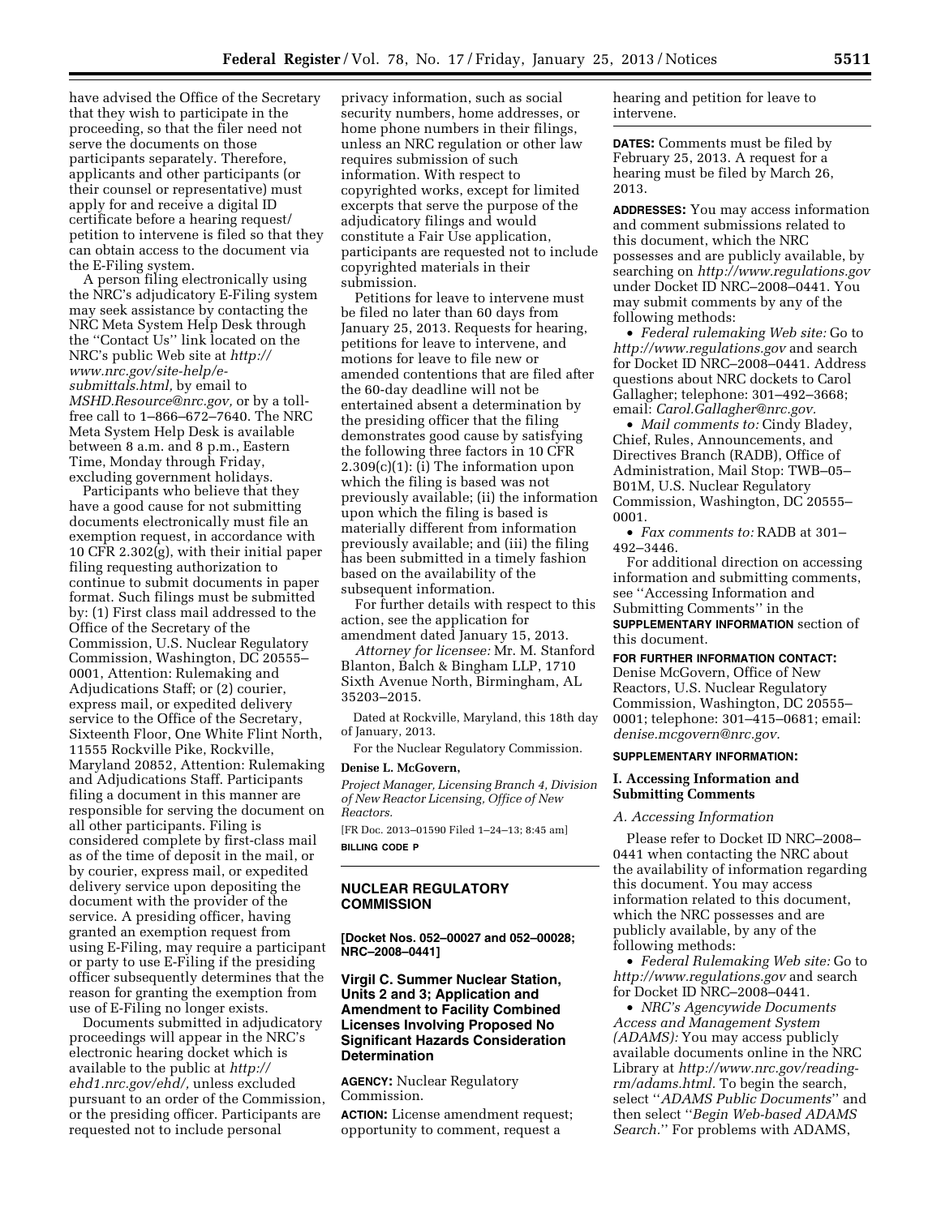have advised the Office of the Secretary that they wish to participate in the proceeding, so that the filer need not serve the documents on those participants separately. Therefore, applicants and other participants (or their counsel or representative) must apply for and receive a digital ID certificate before a hearing request/petition to intervene is filed so that they can obtain access to the document via the E-Filing system.

A person filing electronically using the NRC's adjudicatory E-Filing system may seek assistance by contacting the NRC Meta System Help Desk through the ''Contact Us'' link located on the NRC's public Web site at *http://www.nrc.gov/site-help/e-submittals.html,* by email to *MSHD.Resource@nrc.gov,* or by a toll-free call to 1–866–672–7640. The NRC Meta System Help Desk is available between 8 a.m. and 8 p.m., Eastern Time, Monday through Friday, excluding government holidays.

Participants who believe that they have a good cause for not submitting documents electronically must file an exemption request, in accordance with 10 CFR 2.302(g), with their initial paper filing requesting authorization to continue to submit documents in paper format. Such filings must be submitted by: (1) First class mail addressed to the Office of the Secretary of the Commission, U.S. Nuclear Regulatory Commission, Washington, DC 20555–0001, Attention: Rulemaking and Adjudications Staff; or (2) courier, express mail, or expedited delivery service to the Office of the Secretary, Sixteenth Floor, One White Flint North, 11555 Rockville Pike, Rockville, Maryland 20852, Attention: Rulemaking and Adjudications Staff. Participants filing a document in this manner are responsible for serving the document on all other participants. Filing is considered complete by first-class mail as of the time of deposit in the mail, or by courier, express mail, or expedited delivery service upon depositing the document with the provider of the service. A presiding officer, having granted an exemption request from using E-Filing, may require a participant or party to use E-Filing if the presiding officer subsequently determines that the reason for granting the exemption from use of E-Filing no longer exists.

Documents submitted in adjudicatory proceedings will appear in the NRC's electronic hearing docket which is available to the public at *http://ehd1.nrc.gov/ehd/,* unless excluded pursuant to an order of the Commission, or the presiding officer. Participants are requested not to include personal privacy information, such as social security numbers, home addresses, or home phone numbers in their filings, unless an NRC regulation or other law requires submission of such information. With respect to copyrighted works, except for limited excerpts that serve the purpose of the adjudicatory filings and would constitute a Fair Use application, participants are requested not to include copyrighted materials in their submission.

Petitions for leave to intervene must be filed no later than 60 days from January 25, 2013. Requests for hearing, petitions for leave to intervene, and motions for leave to file new or amended contentions that are filed after the 60-day deadline will not be entertained absent a determination by the presiding officer that the filing demonstrates good cause by satisfying the following three factors in 10 CFR 2.309(c)(1): (i) The information upon which the filing is based was not previously available; (ii) the information upon which the filing is based is materially different from information previously available; and (iii) the filing has been submitted in a timely fashion based on the availability of the subsequent information.

For further details with respect to this action, see the application for amendment dated January 15, 2013.

*Attorney for licensee:* Mr. M. Stanford Blanton, Balch & Bingham LLP, 1710 Sixth Avenue North, Birmingham, AL 35203–2015.

Dated at Rockville, Maryland, this 18th day of January, 2013.

For the Nuclear Regulatory Commission.

**Denise L. McGovern,**

*Project Manager, Licensing Branch 4, Division of New Reactor Licensing, Office of New Reactors.*

[FR Doc. 2013–01590 Filed 1–24–13; 8:45 am]

**BILLING CODE P**

---

## NUCLEAR REGULATORY COMMISSION

**[Docket Nos. 052–00027 and 052–00028; NRC–2008–0441]**

## Virgil C. Summer Nuclear Station, Units 2 and 3; Application and Amendment to Facility Combined Licenses Involving Proposed No Significant Hazards Consideration Determination

**AGENCY:** Nuclear Regulatory Commission.

**ACTION:** License amendment request; opportunity to comment, request a hearing and petition for leave to intervene.

**DATES:** Comments must be filed by February 25, 2013. A request for a hearing must be filed by March 26, 2013.

**ADDRESSES:** You may access information and comment submissions related to this document, which the NRC possesses and are publicly available, by searching on *http://www.regulations.gov* under Docket ID NRC–2008–0441. You may submit comments by any of the following methods:

- *Federal rulemaking Web site:* Go to *http://www.regulations.gov* and search for Docket ID NRC–2008–0441. Address questions about NRC dockets to Carol Gallagher; telephone: 301–492–3668; email: *Carol.Gallagher@nrc.gov.*
- *Mail comments to:* Cindy Bladey, Chief, Rules, Announcements, and Directives Branch (RADB), Office of Administration, Mail Stop: TWB–05–B01M, U.S. Nuclear Regulatory Commission, Washington, DC 20555–0001.
- *Fax comments to:* RADB at 301–492–3446.

For additional direction on accessing information and submitting comments, see ''Accessing Information and Submitting Comments'' in the **SUPPLEMENTARY INFORMATION** section of this document.

**FOR FURTHER INFORMATION CONTACT:** Denise McGovern, Office of New Reactors, U.S. Nuclear Regulatory Commission, Washington, DC 20555–0001; telephone: 301–415–0681; email: *denise.mcgovern@nrc.gov.*

**SUPPLEMENTARY INFORMATION:**

### I. Accessing Information and Submitting Comments

#### *A. Accessing Information*

Please refer to Docket ID NRC–2008–0441 when contacting the NRC about the availability of information regarding this document. You may access information related to this document, which the NRC possesses and are publicly available, by any of the following methods:

- *Federal Rulemaking Web site:* Go to *http://www.regulations.gov* and search for Docket ID NRC–2008–0441.
- *NRC's Agencywide Documents Access and Management System (ADAMS):* You may access publicly available documents online in the NRC Library at *http://www.nrc.gov/reading-rm/adams.html.* To begin the search, select ''*ADAMS Public Documents*'' and then select ''*Begin Web-based ADAMS Search.*'' For problems with ADAMS,